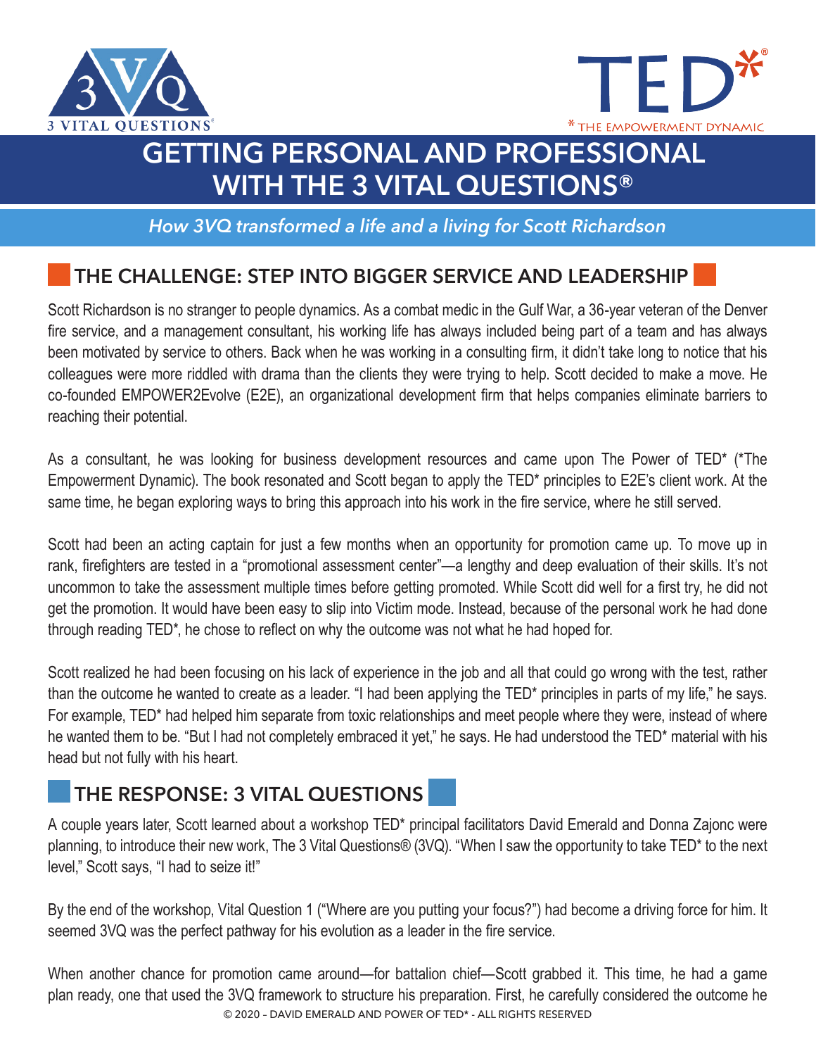# GETTING PERSONAL AND PROFESSIONAL WITH THE 3 VITAL QUESTIONS®

*How 3VQ transformed a life and a living for Scott Richardson*

## THE CHALLENGE: STEP INTO BIGGER SERVICE AND LEADERSHIP

Scott Richardson is no stranger to people dynamics. As a combat medic in the Gulf War, a 36-year veteran of the Denver fire service, and a management consultant, his working life has always included being part of a team and has always been motivated by service to others. Back when he was working in a consulting firm, it didn't take long to notice that his colleagues were more riddled with drama than the clients they were trying to help. Scott decided to make a move. He co-founded EMPOWER2Evolve (E2E), an organizational development firm that helps companies eliminate barriers to reaching their potential.

As a consultant, he was looking for business development resources and came upon The Power of TED* (*The Empowerment Dynamic). The book resonated and Scott began to apply the TED* principles to E2E's client work. At the same time, he began exploring ways to bring this approach into his work in the fire service, where he still served.

Scott had been an acting captain for just a few months when an opportunity for promotion came up. To move up in rank, firefighters are tested in a "promotional assessment center"—a lengthy and deep evaluation of their skills. It's not uncommon to take the assessment multiple times before getting promoted. While Scott did well for a first try, he did not get the promotion. It would have been easy to slip into Victim mode. Instead, because of the personal work he had done through reading TED*, he chose to reflect on why the outcome was not what he had hoped for.

Scott realized he had been focusing on his lack of experience in the job and all that could go wrong with the test, rather than the outcome he wanted to create as a leader. "I had been applying the TED* principles in parts of my life," he says. For example, TED* had helped him separate from toxic relationships and meet people where they were, instead of where he wanted them to be. "But I had not completely embraced it yet," he says. He had understood the TED* material with his head but not fully with his heart.

## THE RESPONSE: 3 VITAL QUESTIONS

A couple years later, Scott learned about a workshop TED* principal facilitators David Emerald and Donna Zajonc were planning, to introduce their new work, The 3 Vital Questions® (3VQ). "When I saw the opportunity to take TED* to the next level," Scott says, "I had to seize it!"

By the end of the workshop, Vital Question 1 ("Where are you putting your focus?") had become a driving force for him. It seemed 3VQ was the perfect pathway for his evolution as a leader in the fire service.

When another chance for promotion came around—for battalion chief—Scott grabbed it. This time, he had a game plan ready, one that used the 3VQ framework to structure his preparation. First, he carefully considered the outcome he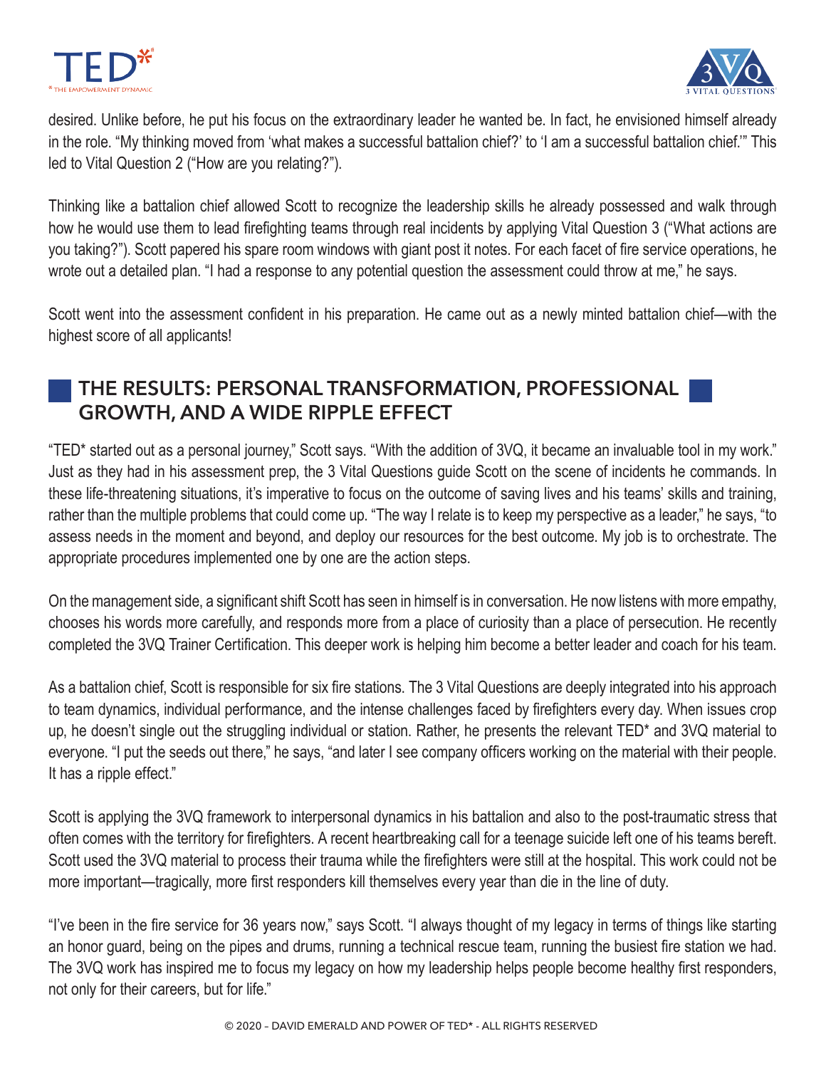desired. Unlike before, he put his focus on the extraordinary leader he wanted be. In fact, he envisioned himself already in the role. "My thinking moved from 'what makes a successful battalion chief?' to 'I am a successful battalion chief.'" This led to Vital Question 2 ("How are you relating?").

Thinking like a battalion chief allowed Scott to recognize the leadership skills he already possessed and walk through how he would use them to lead firefighting teams through real incidents by applying Vital Question 3 ("What actions are you taking?"). Scott papered his spare room windows with giant post it notes. For each facet of fire service operations, he wrote out a detailed plan. "I had a response to any potential question the assessment could throw at me," he says.

Scott went into the assessment confident in his preparation. He came out as a newly minted battalion chief—with the highest score of all applicants!

## THE RESULTS: PERSONAL TRANSFORMATION, PROFESSIONAL GROWTH, AND A WIDE RIPPLE EFFECT

"TED* started out as a personal journey," Scott says. "With the addition of 3VQ, it became an invaluable tool in my work." Just as they had in his assessment prep, the 3 Vital Questions guide Scott on the scene of incidents he commands. In these life-threatening situations, it's imperative to focus on the outcome of saving lives and his teams' skills and training, rather than the multiple problems that could come up. "The way I relate is to keep my perspective as a leader," he says, "to assess needs in the moment and beyond, and deploy our resources for the best outcome. My job is to orchestrate. The appropriate procedures implemented one by one are the action steps.

On the management side, a significant shift Scott has seen in himself is in conversation. He now listens with more empathy, chooses his words more carefully, and responds more from a place of curiosity than a place of persecution. He recently completed the 3VQ Trainer Certification. This deeper work is helping him become a better leader and coach for his team.

As a battalion chief, Scott is responsible for six fire stations. The 3 Vital Questions are deeply integrated into his approach to team dynamics, individual performance, and the intense challenges faced by firefighters every day. When issues crop up, he doesn't single out the struggling individual or station. Rather, he presents the relevant TED* and 3VQ material to everyone. "I put the seeds out there," he says, "and later I see company officers working on the material with their people. It has a ripple effect."

Scott is applying the 3VQ framework to interpersonal dynamics in his battalion and also to the post-traumatic stress that often comes with the territory for firefighters. A recent heartbreaking call for a teenage suicide left one of his teams bereft. Scott used the 3VQ material to process their trauma while the firefighters were still at the hospital. This work could not be more important—tragically, more first responders kill themselves every year than die in the line of duty.

"I've been in the fire service for 36 years now," says Scott. "I always thought of my legacy in terms of things like starting an honor guard, being on the pipes and drums, running a technical rescue team, running the busiest fire station we had. The 3VQ work has inspired me to focus my legacy on how my leadership helps people become healthy first responders, not only for their careers, but for life."

© 2020 – DAVID EMERALD AND POWER OF TED* - ALL RIGHTS RESERVED